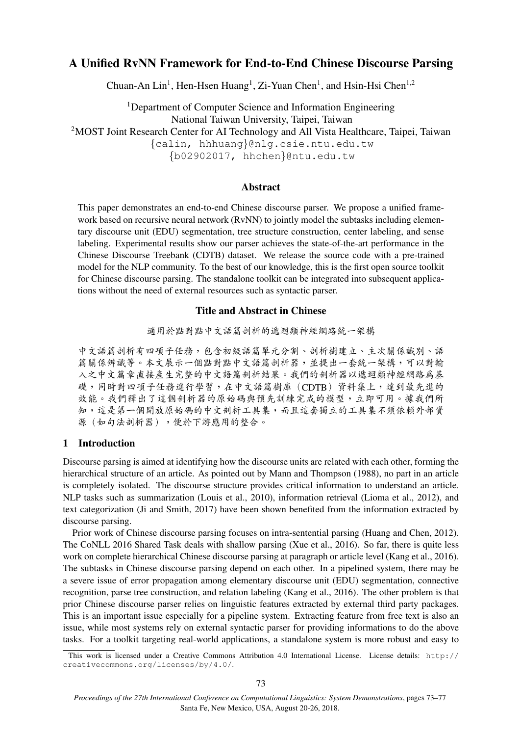# A Unified RvNN Framework for End-to-End Chinese Discourse Parsing

Chuan-An Lin[1], Hen-Hsen Huang[1], Zi-Yuan Chen[1], and Hsin-Hsi Chen[1,2]

[1]Department of Computer Science and Information Engineering
National Taiwan University, Taipei, Taiwan
[2]MOST Joint Research Center for AI Technology and All Vista Healthcare, Taipei, Taiwan
{calin, hhhuang}@nlg.csie.ntu.edu.tw
{b02902017, hhchen}@ntu.edu.tw

## Abstract

This paper demonstrates an end-to-end Chinese discourse parser. We propose a unified framework based on recursive neural network (RvNN) to jointly model the subtasks including elementary discourse unit (EDU) segmentation, tree structure construction, center labeling, and sense labeling. Experimental results show our parser achieves the state-of-the-art performance in the Chinese Discourse Treebank (CDTB) dataset. We release the source code with a pre-trained model for the NLP community. To the best of our knowledge, this is the first open source toolkit for Chinese discourse parsing. The standalone toolkit can be integrated into subsequent applications without the need of external resources such as syntactic parser.

## Title and Abstract in Chinese

適用於點對點中文語篇剖析的遞迴類神經網路統一架構

中文語篇剖析有四項子任務，包含初級語篇單元分割、剖析樹建立、主次關係識別、語篇關係辨識等。本文展示一個點對點中文語篇剖析器，並提出一套統一架構，可以對輸入之中文篇章直接產生完整的中文語篇剖析結果。我們的剖析器以遞迴類神經網路爲基礎，同時對四項子任務進行學習，在中文語篇樹庫（CDTB）資料集上，達到最先進的效能。我們釋出了這個剖析器的原始碼與預先訓練完成的模型，立即可用。據我們所知，這是第一個開放原始碼的中文剖析工具集，而且這套獨立的工具集不須依賴外部資源（如句法剖析器），便於下游應用的整合。

## 1 Introduction

Discourse parsing is aimed at identifying how the discourse units are related with each other, forming the hierarchical structure of an article. As pointed out by Mann and Thompson (1988), no part in an article is completely isolated. The discourse structure provides critical information to understand an article. NLP tasks such as summarization (Louis et al., 2010), information retrieval (Lioma et al., 2012), and text categorization (Ji and Smith, 2017) have been shown benefited from the information extracted by discourse parsing.

Prior work of Chinese discourse parsing focuses on intra-sentential parsing (Huang and Chen, 2012). The CoNLL 2016 Shared Task deals with shallow parsing (Xue et al., 2016). So far, there is quite less work on complete hierarchical Chinese discourse parsing at paragraph or article level (Kang et al., 2016). The subtasks in Chinese discourse parsing depend on each other. In a pipelined system, there may be a severe issue of error propagation among elementary discourse unit (EDU) segmentation, connective recognition, parse tree construction, and relation labeling (Kang et al., 2016). The other problem is that prior Chinese discourse parser relies on linguistic features extracted by external third party packages. This is an important issue especially for a pipeline system. Extracting feature from free text is also an issue, while most systems rely on external syntactic parser for providing informations to do the above tasks. For a toolkit targeting real-world applications, a standalone system is more robust and easy to

This work is licensed under a Creative Commons Attribution 4.0 International License. License details: http://creativecommons.org/licenses/by/4.0/.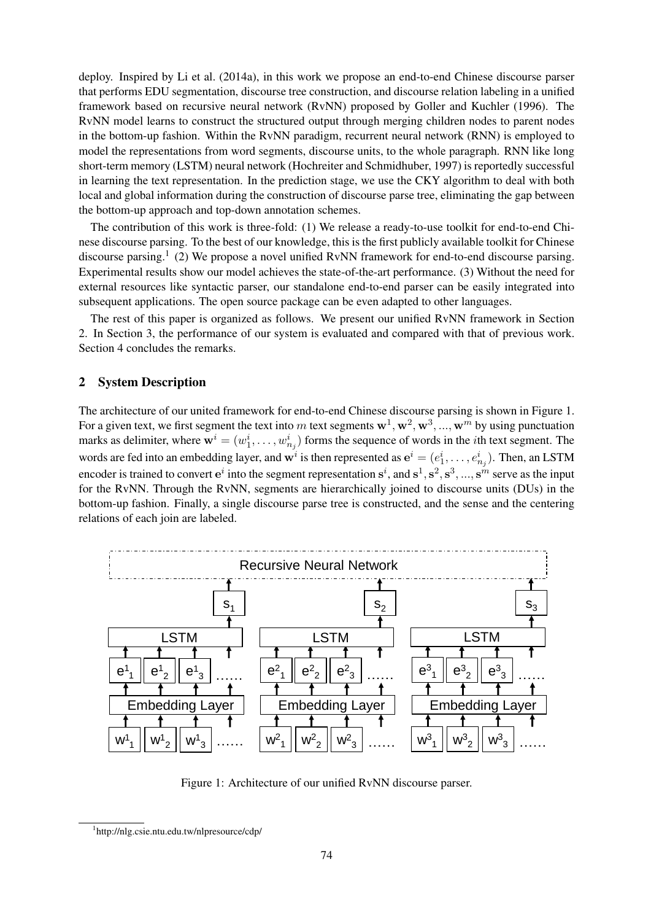deploy. Inspired by Li et al. (2014a), in this work we propose an end-to-end Chinese discourse parser that performs EDU segmentation, discourse tree construction, and discourse relation labeling in a unified framework based on recursive neural network (RvNN) proposed by Goller and Kuchler (1996). The RvNN model learns to construct the structured output through merging children nodes to parent nodes in the bottom-up fashion. Within the RvNN paradigm, recurrent neural network (RNN) is employed to model the representations from word segments, discourse units, to the whole paragraph. RNN like long short-term memory (LSTM) neural network (Hochreiter and Schmidhuber, 1997) is reportedly successful in learning the text representation. In the prediction stage, we use the CKY algorithm to deal with both local and global information during the construction of discourse parse tree, eliminating the gap between the bottom-up approach and top-down annotation schemes.

The contribution of this work is three-fold: (1) We release a ready-to-use toolkit for end-to-end Chinese discourse parsing. To the best of our knowledge, this is the first publicly available toolkit for Chinese discourse parsing.[1] (2) We propose a novel unified RvNN framework for end-to-end discourse parsing. Experimental results show our model achieves the state-of-the-art performance. (3) Without the need for external resources like syntactic parser, our standalone end-to-end parser can be easily integrated into subsequent applications. The open source package can be even adapted to other languages.

The rest of this paper is organized as follows. We present our unified RvNN framework in Section 2. In Section 3, the performance of our system is evaluated and compared with that of previous work. Section 4 concludes the remarks.

## 2 System Description

The architecture of our united framework for end-to-end Chinese discourse parsing is shown in Figure 1. For a given text, we first segment the text into $m$ text segments $\mathbf{w}^1, \mathbf{w}^2, \mathbf{w}^3, ..., \mathbf{w}^m$ by using punctuation marks as delimiter, where $\mathbf{w}^i = (w_1^i, \ldots, w_{n_j}^i)$ forms the sequence of words in the $i$th text segment. The words are fed into an embedding layer, and $\mathbf{w}^i$ is then represented as $\mathbf{e}^i = (e_1^i, \ldots, e_{n_j}^i)$. Then, an LSTM encoder is trained to convert $\mathbf{e}^i$ into the segment representation $\mathbf{s}^i$, and $\mathbf{s}^1, \mathbf{s}^2, \mathbf{s}^3, ..., \mathbf{s}^m$ serve as the input for the RvNN. Through the RvNN, segments are hierarchically joined to discourse units (DUs) in the bottom-up fashion. Finally, a single discourse parse tree is constructed, and the sense and the centering relations of each join are labeled.

Figure 1: Architecture of our unified RvNN discourse parser.

[1] http://nlg.csie.ntu.edu.tw/nlpresource/cdp/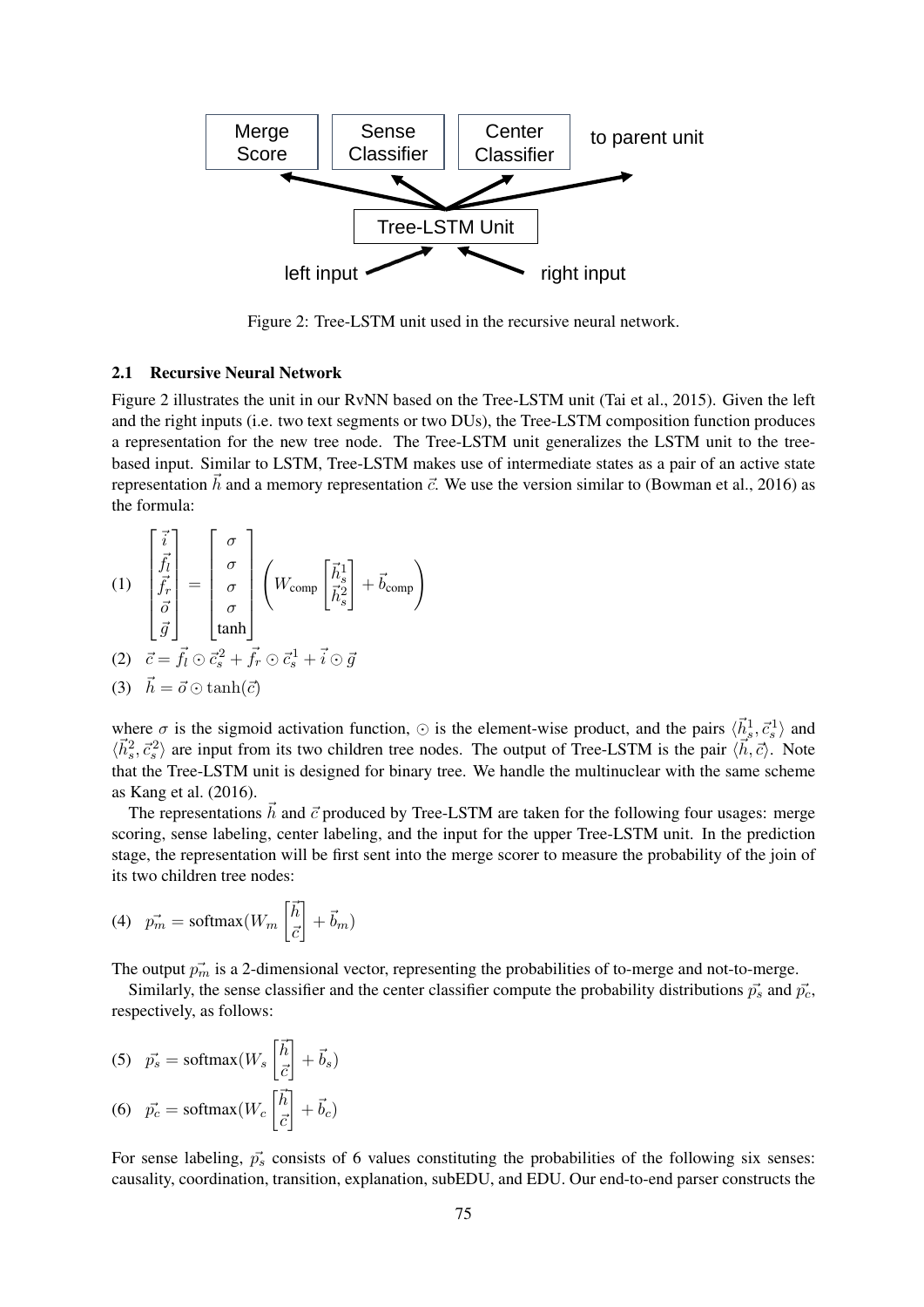Figure 2: Tree-LSTM unit used in the recursive neural network.

### 2.1 Recursive Neural Network

Figure 2 illustrates the unit in our RvNN based on the Tree-LSTM unit (Tai et al., 2015). Given the left and the right inputs (i.e. two text segments or two DUs), the Tree-LSTM composition function produces a representation for the new tree node. The Tree-LSTM unit generalizes the LSTM unit to the tree-based input. Similar to LSTM, Tree-LSTM makes use of intermediate states as a pair of an active state representation $\vec{h}$ and a memory representation $\vec{c}$. We use the version similar to (Bowman et al., 2016) as the formula:

$$(1) \quad \begin{bmatrix} \vec{i} \\ \vec{f_l} \\ \vec{f_r} \\ \vec{o} \\ \vec{g} \end{bmatrix} = \begin{bmatrix} \sigma \\ \sigma \\ \sigma \\ \sigma \\ \tanh \end{bmatrix} \left( W_{\text{comp}} \begin{bmatrix} \vec{h}_s^1 \\ \vec{h}_s^2 \end{bmatrix} + \vec{b}_{\text{comp}} \right)$$

$$(2) \quad \vec{c} = \vec{f_l} \odot \vec{c}_s^2 + \vec{f_r} \odot \vec{c}_s^1 + \vec{i} \odot \vec{g}$$

$$(3) \quad \vec{h} = \vec{o} \odot \tanh(\vec{c})$$

where $\sigma$ is the sigmoid activation function, $\odot$ is the element-wise product, and the pairs $\langle \vec{h}_s^1, \vec{c}_s^1 \rangle$ and $\langle \vec{h}_s^2, \vec{c}_s^2 \rangle$ are input from its two children tree nodes. The output of Tree-LSTM is the pair $\langle \vec{h}, \vec{c} \rangle$. Note that the Tree-LSTM unit is designed for binary tree. We handle the multinuclear with the same scheme as Kang et al. (2016).

The representations $\vec{h}$ and $\vec{c}$ produced by Tree-LSTM are taken for the following four usages: merge scoring, sense labeling, center labeling, and the input for the upper Tree-LSTM unit. In the prediction stage, the representation will be first sent into the merge scorer to measure the probability of the join of its two children tree nodes:

$$(4) \quad \vec{p_m} = \text{softmax}(W_m \begin{bmatrix} \vec{h} \\ \vec{c} \end{bmatrix} + \vec{b}_m)$$

The output $\vec{p_m}$ is a 2-dimensional vector, representing the probabilities of to-merge and not-to-merge.

Similarly, the sense classifier and the center classifier compute the probability distributions $\vec{p_s}$ and $\vec{p_c}$, respectively, as follows:

$$(5) \quad \vec{p_s} = \text{softmax}(W_s \begin{bmatrix} \vec{h} \\ \vec{c} \end{bmatrix} + \vec{b}_s)$$

$$(6) \quad \vec{p_c} = \text{softmax}(W_c \begin{bmatrix} \vec{h} \\ \vec{c} \end{bmatrix} + \vec{b}_c)$$

For sense labeling, $\vec{p_s}$ consists of 6 values constituting the probabilities of the following six senses: causality, coordination, transition, explanation, subEDU, and EDU. Our end-to-end parser constructs the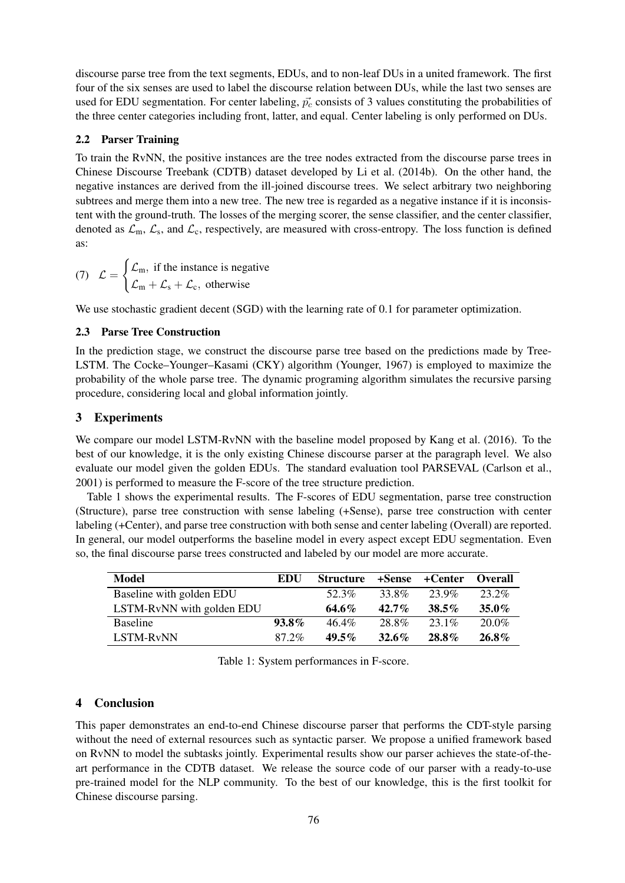discourse parse tree from the text segments, EDUs, and to non-leaf DUs in a united framework. The first four of the six senses are used to label the discourse relation between DUs, while the last two senses are used for EDU segmentation. For center labeling, $\vec{p_c}$ consists of 3 values constituting the probabilities of the three center categories including front, latter, and equal. Center labeling is only performed on DUs.

### 2.2 Parser Training

To train the RvNN, the positive instances are the tree nodes extracted from the discourse parse trees in Chinese Discourse Treebank (CDTB) dataset developed by Li et al. (2014b). On the other hand, the negative instances are derived from the ill-joined discourse trees. We select arbitrary two neighboring subtrees and merge them into a new tree. The new tree is regarded as a negative instance if it is inconsistent with the ground-truth. The losses of the merging scorer, the sense classifier, and the center classifier, denoted as $\mathcal{L}_\text{m}$, $\mathcal{L}_\text{s}$, and $\mathcal{L}_\text{c}$, respectively, are measured with cross-entropy. The loss function is defined as:

$$(7) \quad \mathcal{L} = \begin{cases} \mathcal{L}_\text{m}, & \text{if the instance is negative} \\ \mathcal{L}_\text{m} + \mathcal{L}_\text{s} + \mathcal{L}_\text{c}, & \text{otherwise} \end{cases}$$

We use stochastic gradient decent (SGD) with the learning rate of 0.1 for parameter optimization.

### 2.3 Parse Tree Construction

In the prediction stage, we construct the discourse parse tree based on the predictions made by Tree-LSTM. The Cocke–Younger–Kasami (CKY) algorithm (Younger, 1967) is employed to maximize the probability of the whole parse tree. The dynamic programing algorithm simulates the recursive parsing procedure, considering local and global information jointly.

## 3 Experiments

We compare our model LSTM-RvNN with the baseline model proposed by Kang et al. (2016). To the best of our knowledge, it is the only existing Chinese discourse parser at the paragraph level. We also evaluate our model given the golden EDUs. The standard evaluation tool PARSEVAL (Carlson et al., 2001) is performed to measure the F-score of the tree structure prediction.

Table 1 shows the experimental results. The F-scores of EDU segmentation, parse tree construction (Structure), parse tree construction with sense labeling (+Sense), parse tree construction with center labeling (+Center), and parse tree construction with both sense and center labeling (Overall) are reported. In general, our model outperforms the baseline model in every aspect except EDU segmentation. Even so, the final discourse parse trees constructed and labeled by our model are more accurate.

| Model | EDU | Structure | +Sense | +Center | Overall |
|---|---|---|---|---|---|
| Baseline with golden EDU | | 52.3% | 33.8% | 23.9% | 23.2% |
| LSTM-RvNN with golden EDU | | **64.6%** | **42.7%** | **38.5%** | **35.0%** |
| Baseline | **93.8%** | 46.4% | 28.8% | 23.1% | 20.0% |
| LSTM-RvNN | 87.2% | **49.5%** | **32.6%** | **28.8%** | **26.8%** |

Table 1: System performances in F-score.

## 4 Conclusion

This paper demonstrates an end-to-end Chinese discourse parser that performs the CDT-style parsing without the need of external resources such as syntactic parser. We propose a unified framework based on RvNN to model the subtasks jointly. Experimental results show our parser achieves the state-of-the-art performance in the CDTB dataset. We release the source code of our parser with a ready-to-use pre-trained model for the NLP community. To the best of our knowledge, this is the first toolkit for Chinese discourse parsing.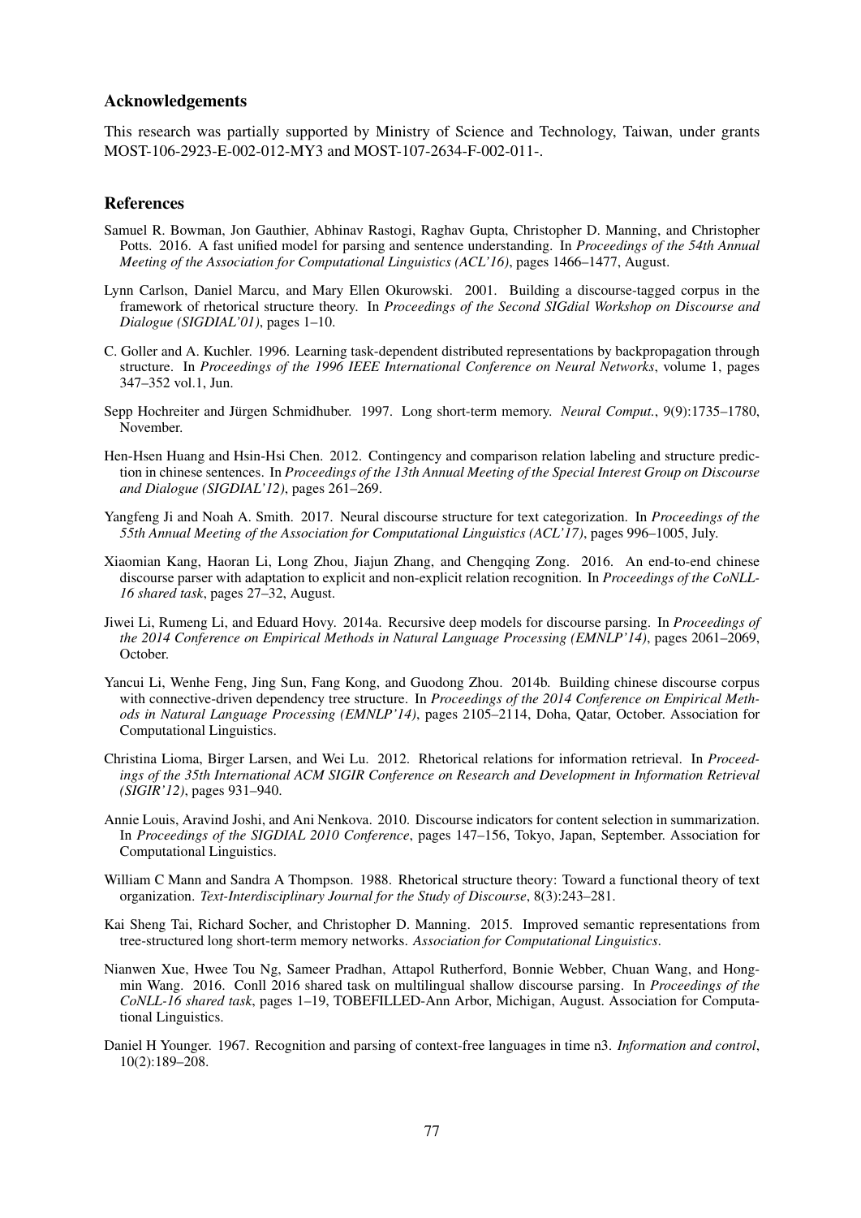## Acknowledgements

This research was partially supported by Ministry of Science and Technology, Taiwan, under grants MOST-106-2923-E-002-012-MY3 and MOST-107-2634-F-002-011-.

## References

Samuel R. Bowman, Jon Gauthier, Abhinav Rastogi, Raghav Gupta, Christopher D. Manning, and Christopher Potts. 2016. A fast unified model for parsing and sentence understanding. In *Proceedings of the 54th Annual Meeting of the Association for Computational Linguistics (ACL'16)*, pages 1466–1477, August.

Lynn Carlson, Daniel Marcu, and Mary Ellen Okurowski. 2001. Building a discourse-tagged corpus in the framework of rhetorical structure theory. In *Proceedings of the Second SIGdial Workshop on Discourse and Dialogue (SIGDIAL'01)*, pages 1–10.

C. Goller and A. Kuchler. 1996. Learning task-dependent distributed representations by backpropagation through structure. In *Proceedings of the 1996 IEEE International Conference on Neural Networks*, volume 1, pages 347–352 vol.1, Jun.

Sepp Hochreiter and Jürgen Schmidhuber. 1997. Long short-term memory. *Neural Comput.*, 9(9):1735–1780, November.

Hen-Hsen Huang and Hsin-Hsi Chen. 2012. Contingency and comparison relation labeling and structure prediction in chinese sentences. In *Proceedings of the 13th Annual Meeting of the Special Interest Group on Discourse and Dialogue (SIGDIAL'12)*, pages 261–269.

Yangfeng Ji and Noah A. Smith. 2017. Neural discourse structure for text categorization. In *Proceedings of the 55th Annual Meeting of the Association for Computational Linguistics (ACL'17)*, pages 996–1005, July.

Xiaomian Kang, Haoran Li, Long Zhou, Jiajun Zhang, and Chengqing Zong. 2016. An end-to-end chinese discourse parser with adaptation to explicit and non-explicit relation recognition. In *Proceedings of the CoNLL-16 shared task*, pages 27–32, August.

Jiwei Li, Rumeng Li, and Eduard Hovy. 2014a. Recursive deep models for discourse parsing. In *Proceedings of the 2014 Conference on Empirical Methods in Natural Language Processing (EMNLP'14)*, pages 2061–2069, October.

Yancui Li, Wenhe Feng, Jing Sun, Fang Kong, and Guodong Zhou. 2014b. Building chinese discourse corpus with connective-driven dependency tree structure. In *Proceedings of the 2014 Conference on Empirical Methods in Natural Language Processing (EMNLP'14)*, pages 2105–2114, Doha, Qatar, October. Association for Computational Linguistics.

Christina Lioma, Birger Larsen, and Wei Lu. 2012. Rhetorical relations for information retrieval. In *Proceedings of the 35th International ACM SIGIR Conference on Research and Development in Information Retrieval (SIGIR'12)*, pages 931–940.

Annie Louis, Aravind Joshi, and Ani Nenkova. 2010. Discourse indicators for content selection in summarization. In *Proceedings of the SIGDIAL 2010 Conference*, pages 147–156, Tokyo, Japan, September. Association for Computational Linguistics.

William C Mann and Sandra A Thompson. 1988. Rhetorical structure theory: Toward a functional theory of text organization. *Text-Interdisciplinary Journal for the Study of Discourse*, 8(3):243–281.

Kai Sheng Tai, Richard Socher, and Christopher D. Manning. 2015. Improved semantic representations from tree-structured long short-term memory networks. *Association for Computational Linguistics*.

Nianwen Xue, Hwee Tou Ng, Sameer Pradhan, Attapol Rutherford, Bonnie Webber, Chuan Wang, and Hongmin Wang. 2016. Conll 2016 shared task on multilingual shallow discourse parsing. In *Proceedings of the CoNLL-16 shared task*, pages 1–19, TOBEFILLED-Ann Arbor, Michigan, August. Association for Computational Linguistics.

Daniel H Younger. 1967. Recognition and parsing of context-free languages in time n3. *Information and control*, 10(2):189–208.